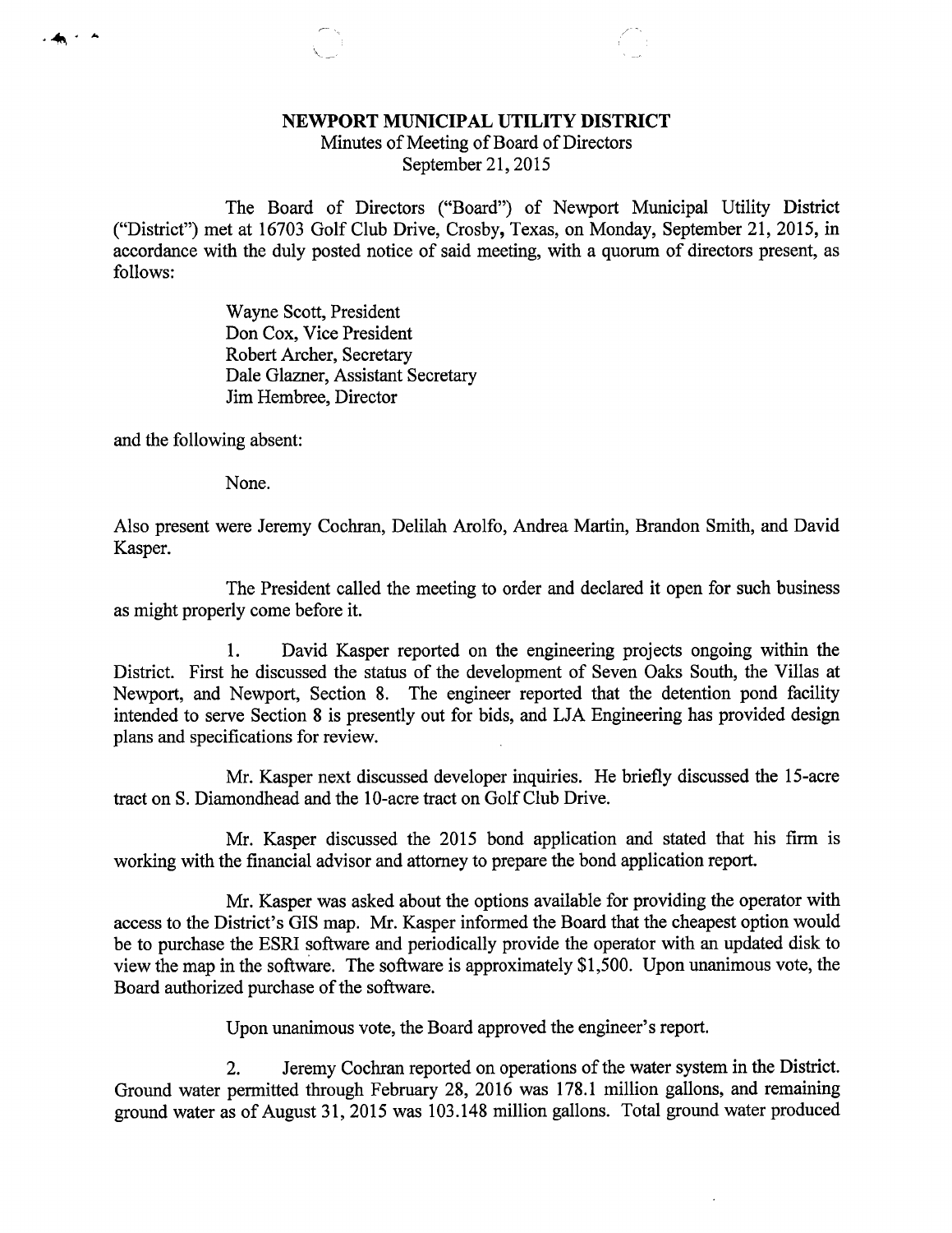**NEWPORT MUNICIPAL UTILITY DISTRICT**
Minutes of Meeting of Board of Directors
September 21, 2015

The Board of Directors ("Board") of Newport Municipal Utility District ("District") met at 16703 Golf Club Drive, Crosby, Texas, on Monday, September 21, 2015, in accordance with the duly posted notice of said meeting, with a quorum of directors present, as follows:

Wayne Scott, President
Don Cox, Vice President
Robert Archer, Secretary
Dale Glazner, Assistant Secretary
Jim Hembree, Director

and the following absent:

None.

Also present were Jeremy Cochran, Delilah Arolfo, Andrea Martin, Brandon Smith, and David Kasper.

The President called the meeting to order and declared it open for such business as might properly come before it.

1. David Kasper reported on the engineering projects ongoing within the District. First he discussed the status of the development of Seven Oaks South, the Villas at Newport, and Newport, Section 8. The engineer reported that the detention pond facility intended to serve Section 8 is presently out for bids, and LJA Engineering has provided design plans and specifications for review.

Mr. Kasper next discussed developer inquiries. He briefly discussed the 15-acre tract on S. Diamondhead and the 10-acre tract on Golf Club Drive.

Mr. Kasper discussed the 2015 bond application and stated that his firm is working with the financial advisor and attorney to prepare the bond application report.

Mr. Kasper was asked about the options available for providing the operator with access to the District's GIS map. Mr. Kasper informed the Board that the cheapest option would be to purchase the ESRI software and periodically provide the operator with an updated disk to view the map in the software. The software is approximately $1,500. Upon unanimous vote, the Board authorized purchase of the software.

Upon unanimous vote, the Board approved the engineer's report.

2. Jeremy Cochran reported on operations of the water system in the District. Ground water permitted through February 28, 2016 was 178.1 million gallons, and remaining ground water as of August 31, 2015 was 103.148 million gallons. Total ground water produced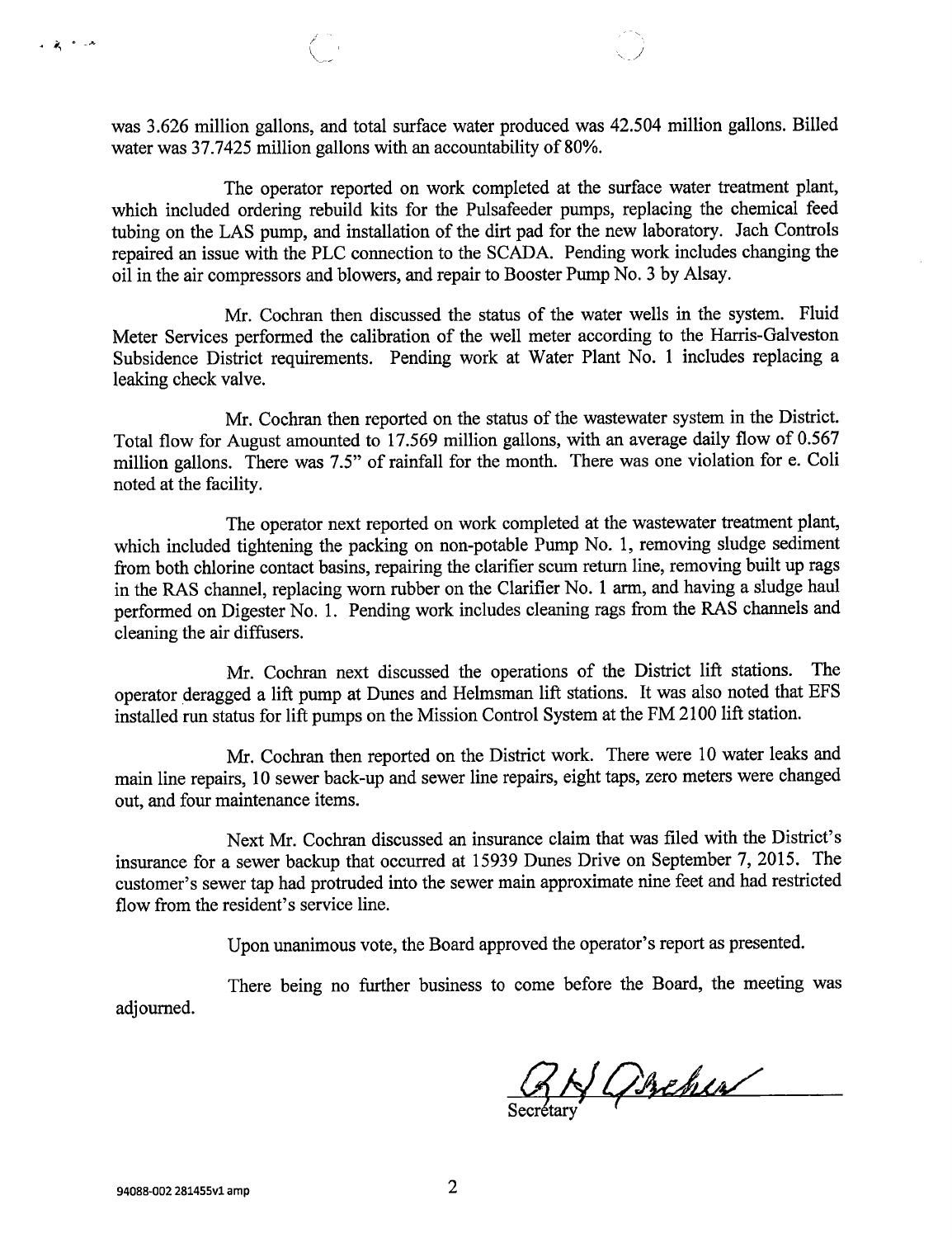was 3.626 million gallons, and total surface water produced was 42.504 million gallons. Billed water was 37.7425 million gallons with an accountability of 80%.

The operator reported on work completed at the surface water treatment plant, which included ordering rebuild kits for the Pulsafeeder pumps, replacing the chemical feed tubing on the LAS pump, and installation of the dirt pad for the new laboratory. Jach Controls repaired an issue with the PLC connection to the SCADA. Pending work includes changing the oil in the air compressors and blowers, and repair to Booster Pump No. 3 by Alsay.

Mr. Cochran then discussed the status of the water wells in the system. Fluid Meter Services performed the calibration of the well meter according to the Harris-Galveston Subsidence District requirements. Pending work at Water Plant No. 1 includes replacing a leaking check valve.

Mr. Cochran then reported on the status of the wastewater system in the District. Total flow for August amounted to 17.569 million gallons, with an average daily flow of 0.567 million gallons. There was 7.5" of rainfall for the month. There was one violation for e. Coli noted at the facility.

The operator next reported on work completed at the wastewater treatment plant, which included tightening the packing on non-potable Pump No. 1, removing sludge sediment from both chlorine contact basins, repairing the clarifier scum return line, removing built up rags in the RAS channel, replacing worn rubber on the Clarifier No. 1 arm, and having a sludge haul performed on Digester No. 1. Pending work includes cleaning rags from the RAS channels and cleaning the air diffusers.

Mr. Cochran next discussed the operations of the District lift stations. The operator deragged a lift pump at Dunes and Helmsman lift stations. It was also noted that EFS installed run status for lift pumps on the Mission Control System at the FM 2100 lift station.

Mr. Cochran then reported on the District work. There were 10 water leaks and main line repairs, 10 sewer back-up and sewer line repairs, eight taps, zero meters were changed out, and four maintenance items.

Next Mr. Cochran discussed an insurance claim that was filed with the District's insurance for a sewer backup that occurred at 15939 Dunes Drive on September 7, 2015. The customer's sewer tap had protruded into the sewer main approximate nine feet and had restricted flow from the resident's service line.

Upon unanimous vote, the Board approved the operator's report as presented.

There being no further business to come before the Board, the meeting was adjourned.

Secretary

94088-002 281455v1 amp